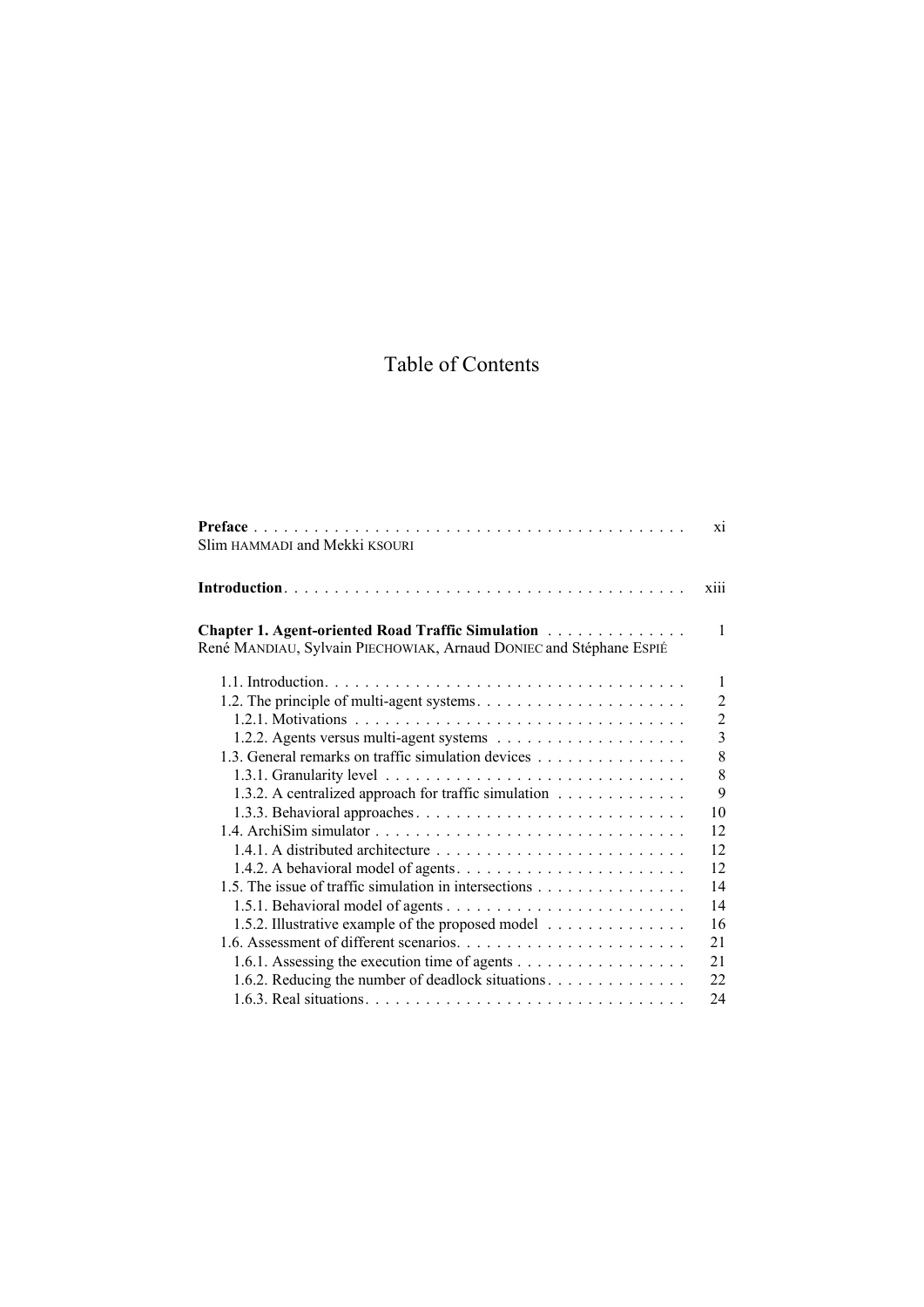# Table of Contents

**Preface** . . . . . . . . . . . . . . . . . . . . . . . . . . . . . . . . . . . . . . . . . . xi
Slim HAMMADI and Mekki KSOURI

**Introduction** . . . . . . . . . . . . . . . . . . . . . . . . . . . . . . . . . . . . . . . . xiii

**Chapter 1. Agent-oriented Road Traffic Simulation** . . . . . . . . . . . . . . 1
René MANDIAU, Sylvain PIECHOWIAK, Arnaud DONIEC and Stéphane ESPIÉ

- 1.1. Introduction . . . . . . . . . . . . . . . . . . . . . . . . . . . . . . . . . . . . 1
- 1.2. The principle of multi-agent systems . . . . . . . . . . . . . . . . . . . . . 2
  - 1.2.1. Motivations . . . . . . . . . . . . . . . . . . . . . . . . . . . . . . . . . 2
  - 1.2.2. Agents versus multi-agent systems . . . . . . . . . . . . . . . . . . . 3
- 1.3. General remarks on traffic simulation devices . . . . . . . . . . . . . . . 8
  - 1.3.1. Granularity level . . . . . . . . . . . . . . . . . . . . . . . . . . . . . . 8
  - 1.3.2. A centralized approach for traffic simulation . . . . . . . . . . . . . 9
  - 1.3.3. Behavioral approaches . . . . . . . . . . . . . . . . . . . . . . . . . . . 10
- 1.4. ArchiSim simulator . . . . . . . . . . . . . . . . . . . . . . . . . . . . . . . 12
  - 1.4.1. A distributed architecture . . . . . . . . . . . . . . . . . . . . . . . . . 12
  - 1.4.2. A behavioral model of agents . . . . . . . . . . . . . . . . . . . . . . . 12
- 1.5. The issue of traffic simulation in intersections . . . . . . . . . . . . . . . 14
  - 1.5.1. Behavioral model of agents . . . . . . . . . . . . . . . . . . . . . . . . 14
  - 1.5.2. Illustrative example of the proposed model . . . . . . . . . . . . . . 16
- 1.6. Assessment of different scenarios . . . . . . . . . . . . . . . . . . . . . . . 21
  - 1.6.1. Assessing the execution time of agents . . . . . . . . . . . . . . . . . 21
  - 1.6.2. Reducing the number of deadlock situations . . . . . . . . . . . . . . 22
  - 1.6.3. Real situations . . . . . . . . . . . . . . . . . . . . . . . . . . . . . . . 24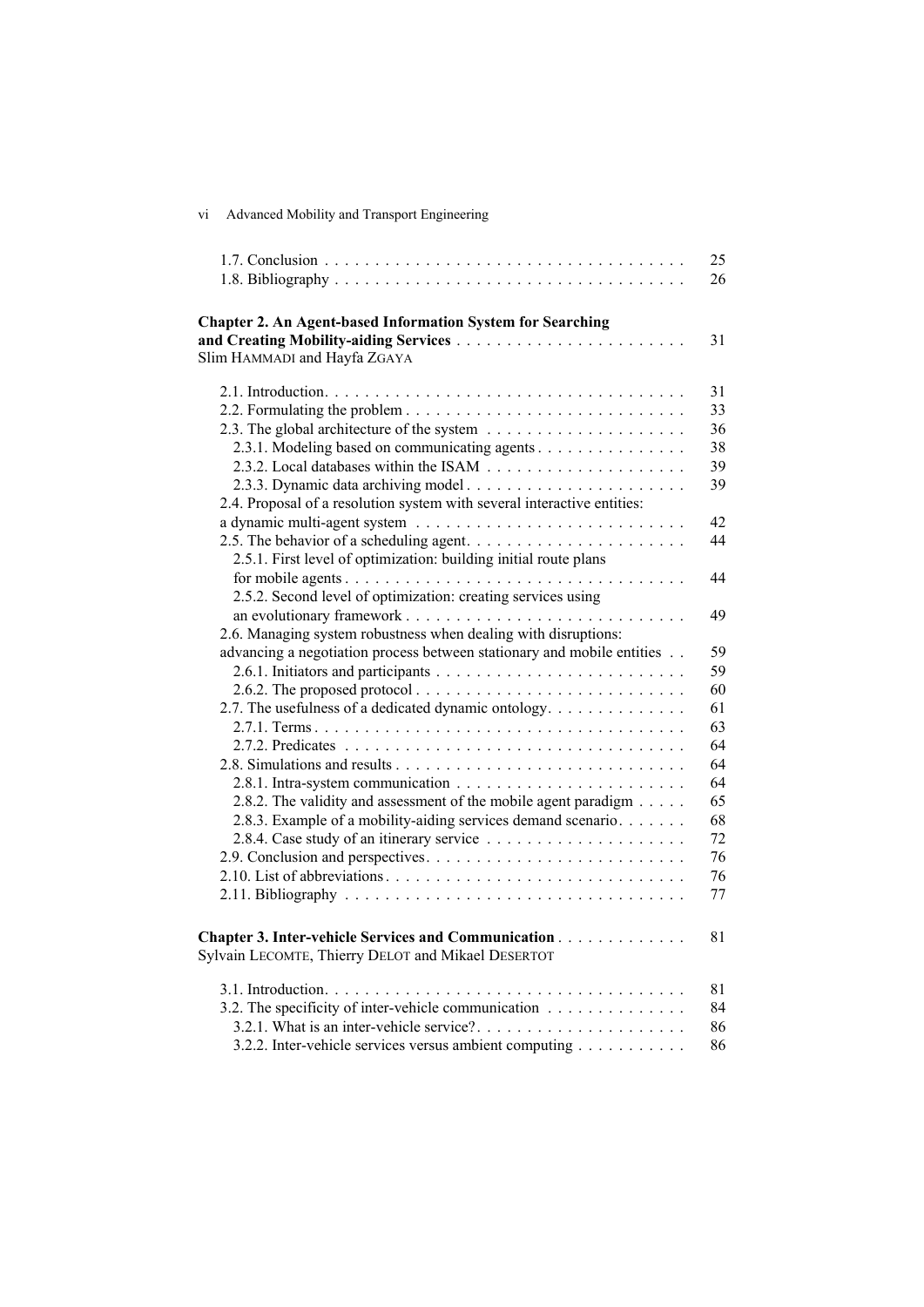1.7. Conclusion . . . . . . . . . . . . . . . . . . . . . . . . . . . . . . . . . . . . 25
1.8. Bibliography . . . . . . . . . . . . . . . . . . . . . . . . . . . . . . . . . . . 26

**Chapter 2. An Agent-based Information System for Searching and Creating Mobility-aiding Services** . . . . . . . . . . . . . . . . . . . . . . . 31
Slim HAMMADI and Hayfa ZGAYA

2.1. Introduction. . . . . . . . . . . . . . . . . . . . . . . . . . . . . . . . . . . . 31
2.2. Formulating the problem . . . . . . . . . . . . . . . . . . . . . . . . . . . 33
2.3. The global architecture of the system . . . . . . . . . . . . . . . . . . . 36
2.3.1. Modeling based on communicating agents . . . . . . . . . . . . . . 38
2.3.2. Local databases within the ISAM . . . . . . . . . . . . . . . . . . . 39
2.3.3. Dynamic data archiving model . . . . . . . . . . . . . . . . . . . . . 39
2.4. Proposal of a resolution system with several interactive entities: a dynamic multi-agent system . . . . . . . . . . . . . . . . . . . . . . . . . . 42
2.5. The behavior of a scheduling agent. . . . . . . . . . . . . . . . . . . . . 44
2.5.1. First level of optimization: building initial route plans for mobile agents . . . . . . . . . . . . . . . . . . . . . . . . . . . . . . . . . 44
2.5.2. Second level of optimization: creating services using an evolutionary framework . . . . . . . . . . . . . . . . . . . . . . . . . . . 49
2.6. Managing system robustness when dealing with disruptions: advancing a negotiation process between stationary and mobile entities . . 59
2.6.1. Initiators and participants . . . . . . . . . . . . . . . . . . . . . . . . . 59
2.6.2. The proposed protocol . . . . . . . . . . . . . . . . . . . . . . . . . . . 60
2.7. The usefulness of a dedicated dynamic ontology. . . . . . . . . . . . . 61
2.7.1. Terms . . . . . . . . . . . . . . . . . . . . . . . . . . . . . . . . . . . . . 63
2.7.2. Predicates . . . . . . . . . . . . . . . . . . . . . . . . . . . . . . . . . . 64
2.8. Simulations and results . . . . . . . . . . . . . . . . . . . . . . . . . . . . 64
2.8.1. Intra-system communication . . . . . . . . . . . . . . . . . . . . . . . 64
2.8.2. The validity and assessment of the mobile agent paradigm . . . . . 65
2.8.3. Example of a mobility-aiding services demand scenario. . . . . . . 68
2.8.4. Case study of an itinerary service . . . . . . . . . . . . . . . . . . . . 72
2.9. Conclusion and perspectives. . . . . . . . . . . . . . . . . . . . . . . . . . 76
2.10. List of abbreviations. . . . . . . . . . . . . . . . . . . . . . . . . . . . . . 76
2.11. Bibliography . . . . . . . . . . . . . . . . . . . . . . . . . . . . . . . . . . 77

**Chapter 3. Inter-vehicle Services and Communication** . . . . . . . . . . . . . 81
Sylvain LECOMTE, Thierry DELOT and Mikael DESERTOT

3.1. Introduction. . . . . . . . . . . . . . . . . . . . . . . . . . . . . . . . . . . . 81
3.2. The specificity of inter-vehicle communication . . . . . . . . . . . . . . 84
3.2.1. What is an inter-vehicle service?. . . . . . . . . . . . . . . . . . . . . 86
3.2.2. Inter-vehicle services versus ambient computing . . . . . . . . . . . 86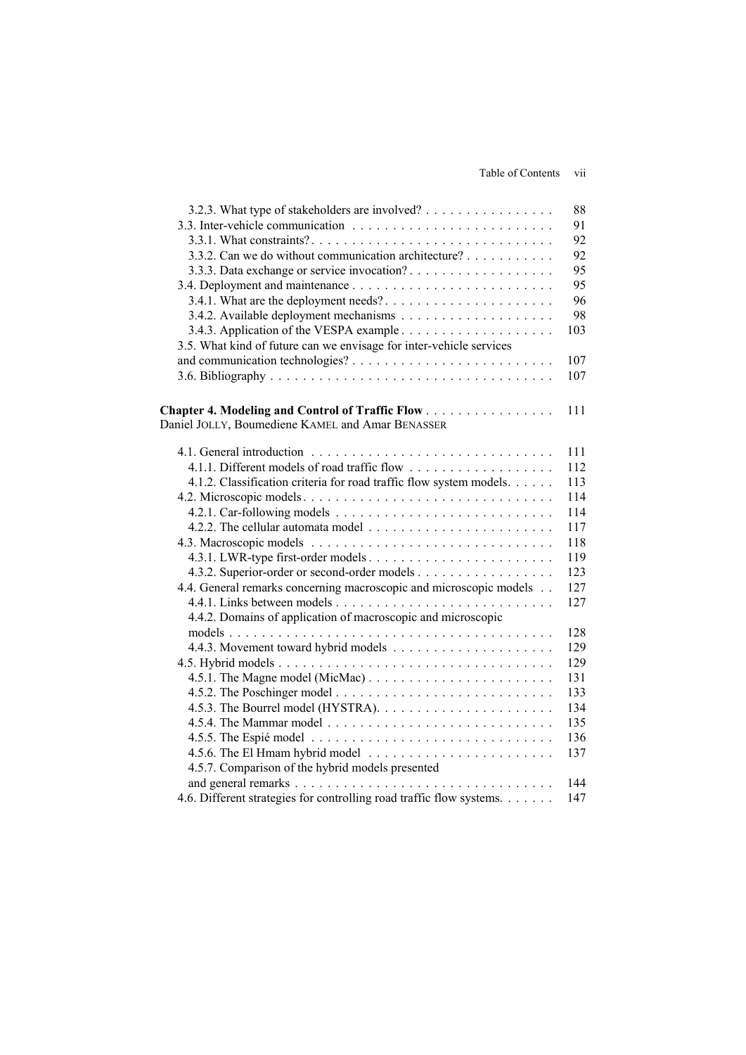3.2.3. What type of stakeholders are involved? . . . . . . . . . . . . . . . . 88

3.3. Inter-vehicle communication . . . . . . . . . . . . . . . . . . . . . . . . . 91

3.3.1. What constraints? . . . . . . . . . . . . . . . . . . . . . . . . . . . . . 92

3.3.2. Can we do without communication architecture? . . . . . . . . . . . 92

3.3.3. Data exchange or service invocation? . . . . . . . . . . . . . . . . . . 95

3.4. Deployment and maintenance . . . . . . . . . . . . . . . . . . . . . . . . 95

3.4.1. What are the deployment needs? . . . . . . . . . . . . . . . . . . . . 96

3.4.2. Available deployment mechanisms . . . . . . . . . . . . . . . . . . . 98

3.4.3. Application of the VESPA example . . . . . . . . . . . . . . . . . . . 103

3.5. What kind of future can we envisage for inter-vehicle services and communication technologies? . . . . . . . . . . . . . . . . . . . . . . . . 107

3.6. Bibliography . . . . . . . . . . . . . . . . . . . . . . . . . . . . . . . . . . 107

**Chapter 4. Modeling and Control of Traffic Flow** . . . . . . . . . . . . . . . . 111

Daniel JOLLY, Boumediene KAMEL and Amar BENASSER

4.1. General introduction . . . . . . . . . . . . . . . . . . . . . . . . . . . . . 111

4.1.1. Different models of road traffic flow . . . . . . . . . . . . . . . . . . 112

4.1.2. Classification criteria for road traffic flow system models. . . . . . 113

4.2. Microscopic models . . . . . . . . . . . . . . . . . . . . . . . . . . . . . . 114

4.2.1. Car-following models . . . . . . . . . . . . . . . . . . . . . . . . . . . 114

4.2.2. The cellular automata model . . . . . . . . . . . . . . . . . . . . . . . 117

4.3. Macroscopic models . . . . . . . . . . . . . . . . . . . . . . . . . . . . . . 118

4.3.1. LWR-type first-order models . . . . . . . . . . . . . . . . . . . . . . . 119

4.3.2. Superior-order or second-order models . . . . . . . . . . . . . . . . . 123

4.4. General remarks concerning macroscopic and microscopic models . . 127

4.4.1. Links between models . . . . . . . . . . . . . . . . . . . . . . . . . . . 127

4.4.2. Domains of application of macroscopic and microscopic models . . . . . . . . . . . . . . . . . . . . . . . . . . . . . . . . . . . . . . 128

4.4.3. Movement toward hybrid models . . . . . . . . . . . . . . . . . . . . 129

4.5. Hybrid models . . . . . . . . . . . . . . . . . . . . . . . . . . . . . . . . . 129

4.5.1. The Magne model (MicMac) . . . . . . . . . . . . . . . . . . . . . . . 131

4.5.2. The Poschinger model . . . . . . . . . . . . . . . . . . . . . . . . . . . 133

4.5.3. The Bourrel model (HYSTRA). . . . . . . . . . . . . . . . . . . . . . 134

4.5.4. The Mammar model . . . . . . . . . . . . . . . . . . . . . . . . . . . . 135

4.5.5. The Espié model . . . . . . . . . . . . . . . . . . . . . . . . . . . . . . 136

4.5.6. The El Hmam hybrid model . . . . . . . . . . . . . . . . . . . . . . . 137

4.5.7. Comparison of the hybrid models presented and general remarks . . . . . . . . . . . . . . . . . . . . . . . . . . . . . . . 144

4.6. Different strategies for controlling road traffic flow systems. . . . . . . 147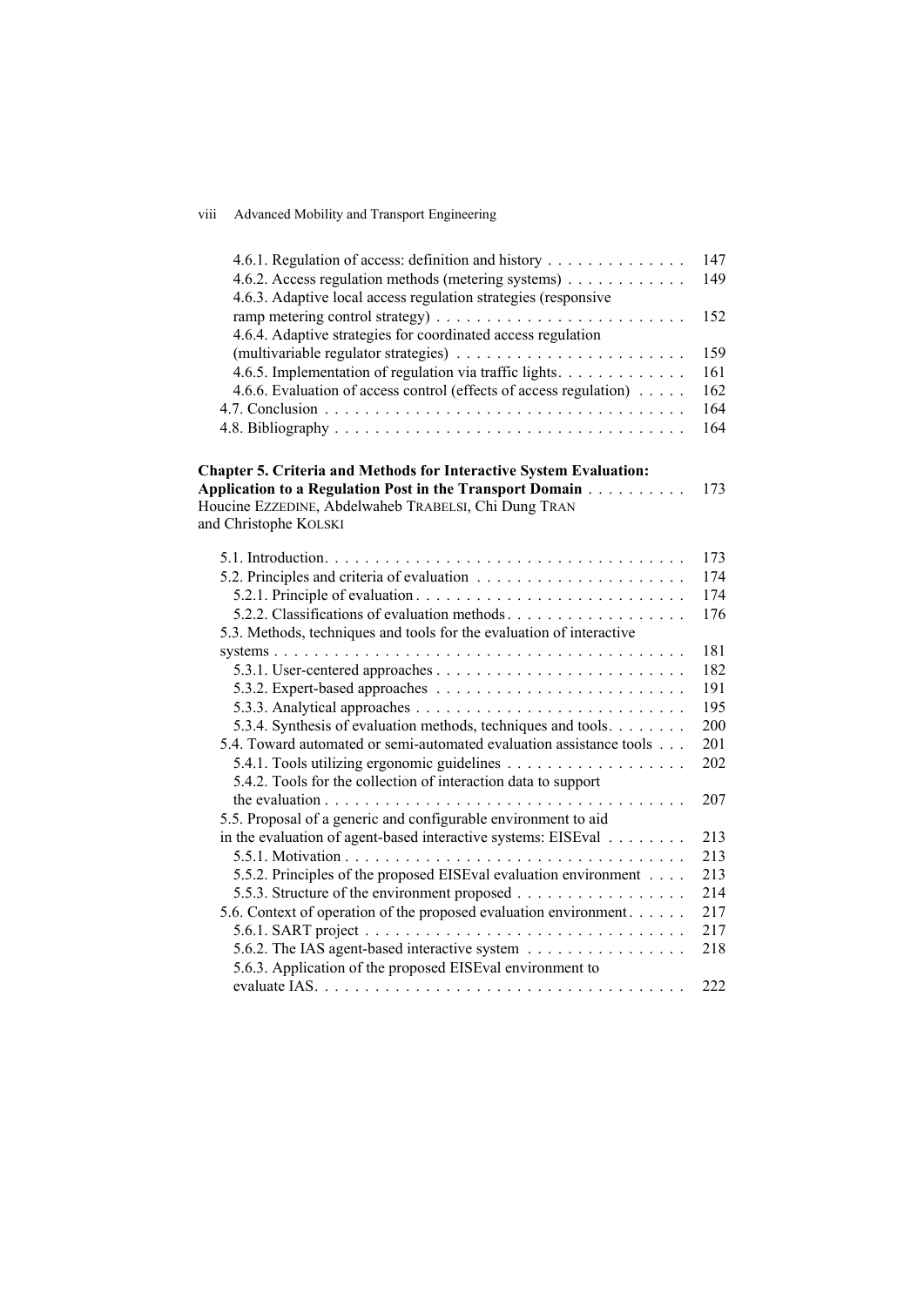4.6.1. Regulation of access: definition and history . . . . . . . . . . . . . . 147
4.6.2. Access regulation methods (metering systems) . . . . . . . . . . . . 149
4.6.3. Adaptive local access regulation strategies (responsive ramp metering control strategy) . . . . . . . . . . . . . . . . . . . . . . . . . 152
4.6.4. Adaptive strategies for coordinated access regulation (multivariable regulator strategies) . . . . . . . . . . . . . . . . . . . . . . . 159
4.6.5. Implementation of regulation via traffic lights. . . . . . . . . . . . . 161
4.6.6. Evaluation of access control (effects of access regulation) . . . . . 162
4.7. Conclusion . . . . . . . . . . . . . . . . . . . . . . . . . . . . . . . . . . . 164
4.8. Bibliography . . . . . . . . . . . . . . . . . . . . . . . . . . . . . . . . . . 164

**Chapter 5. Criteria and Methods for Interactive System Evaluation: Application to a Regulation Post in the Transport Domain** . . . . . . . . . . 173
Houcine EZZEDINE, Abdelwaheb TRABELSI, Chi Dung TRAN and Christophe KOLSKI

5.1. Introduction. . . . . . . . . . . . . . . . . . . . . . . . . . . . . . . . . . . 173
5.2. Principles and criteria of evaluation . . . . . . . . . . . . . . . . . . . . . 174
5.2.1. Principle of evaluation . . . . . . . . . . . . . . . . . . . . . . . . . . . 174
5.2.2. Classifications of evaluation methods . . . . . . . . . . . . . . . . . . 176
5.3. Methods, techniques and tools for the evaluation of interactive systems . . . . . . . . . . . . . . . . . . . . . . . . . . . . . . . . . . . . . . . . 181
5.3.1. User-centered approaches . . . . . . . . . . . . . . . . . . . . . . . . . 182
5.3.2. Expert-based approaches . . . . . . . . . . . . . . . . . . . . . . . . . 191
5.3.3. Analytical approaches . . . . . . . . . . . . . . . . . . . . . . . . . . . 195
5.3.4. Synthesis of evaluation methods, techniques and tools. . . . . . . . 200
5.4. Toward automated or semi-automated evaluation assistance tools . . . 201
5.4.1. Tools utilizing ergonomic guidelines . . . . . . . . . . . . . . . . . . 202
5.4.2. Tools for the collection of interaction data to support the evaluation . . . . . . . . . . . . . . . . . . . . . . . . . . . . . . . . . . . . 207
5.5. Proposal of a generic and configurable environment to aid in the evaluation of agent-based interactive systems: EISEval . . . . . . . . 213
5.5.1. Motivation . . . . . . . . . . . . . . . . . . . . . . . . . . . . . . . . . . 213
5.5.2. Principles of the proposed EISEval evaluation environment . . . . 213
5.5.3. Structure of the environment proposed . . . . . . . . . . . . . . . . . 214
5.6. Context of operation of the proposed evaluation environment. . . . . . 217
5.6.1. SART project . . . . . . . . . . . . . . . . . . . . . . . . . . . . . . . . 217
5.6.2. The IAS agent-based interactive system . . . . . . . . . . . . . . . . 218
5.6.3. Application of the proposed EISEval environment to evaluate IAS. . . . . . . . . . . . . . . . . . . . . . . . . . . . . . . . . . . . . 222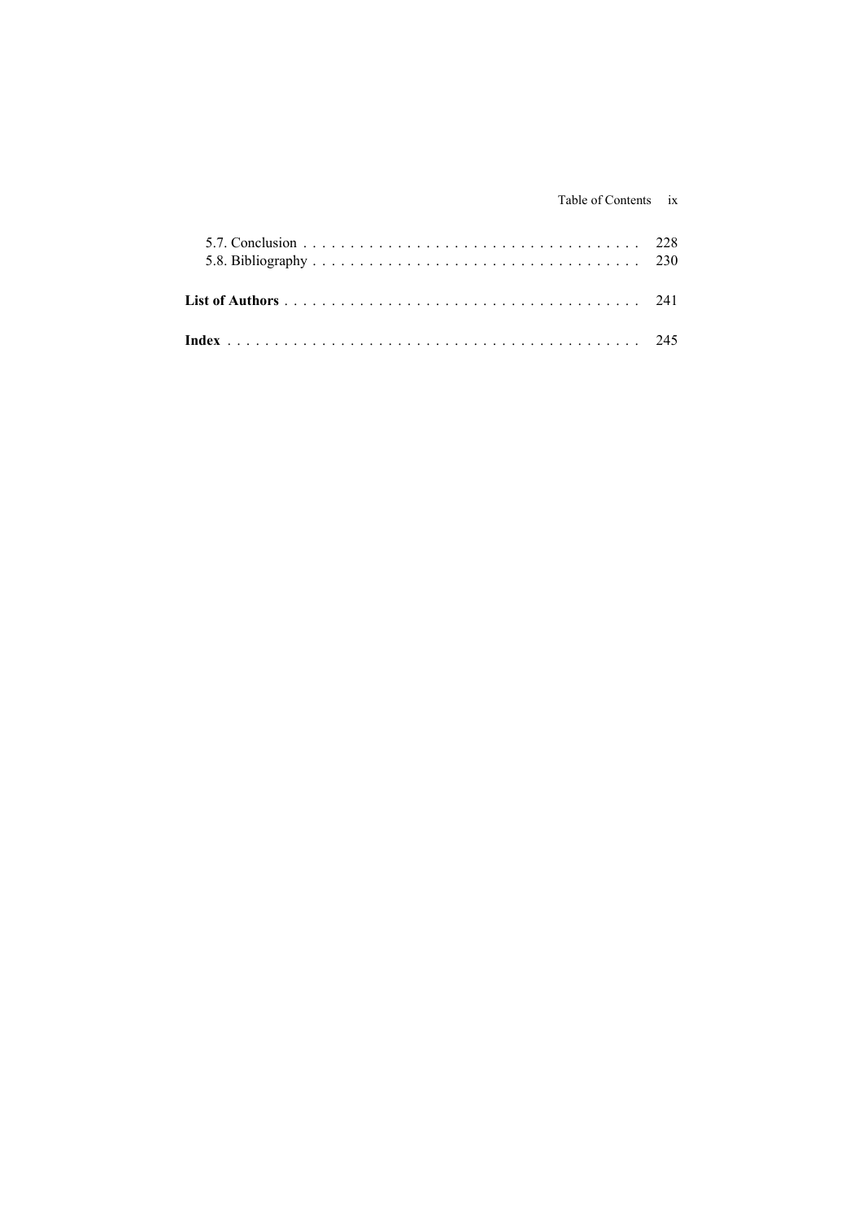5.7. Conclusion . . . . . . . . . . . . . . . . . . . . . . . . . . . . . . . . . . . . 228
5.8. Bibliography . . . . . . . . . . . . . . . . . . . . . . . . . . . . . . . . . . . 230

**List of Authors** . . . . . . . . . . . . . . . . . . . . . . . . . . . . . . . . . . . . . 241

**Index** . . . . . . . . . . . . . . . . . . . . . . . . . . . . . . . . . . . . . . . . . . . . 245